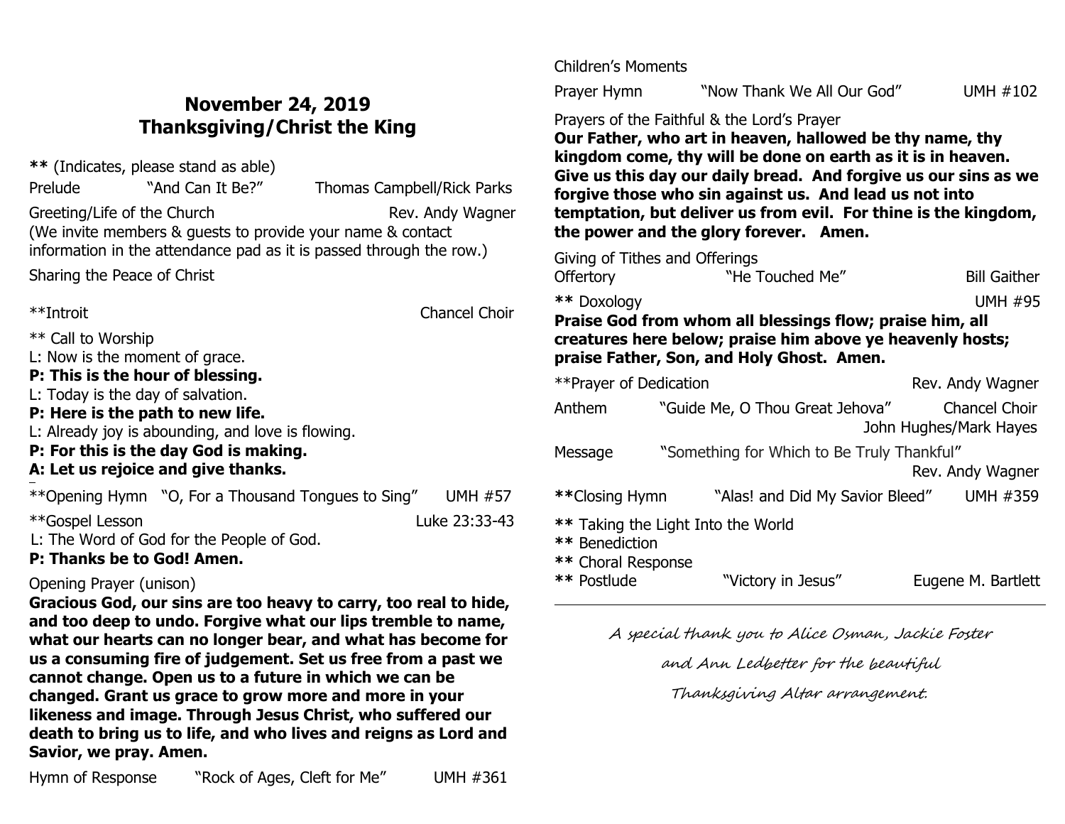# November 24, 2019
## Thanksgiving/Christ the King

**\*\*** (Indicates, please stand as able)

Prelude "And Can It Be?" Thomas Campbell/Rick Parks

Greeting/Life of the Church Rev. Andy Wagner

(We invite members & guests to provide your name & contact information in the attendance pad as it is passed through the row.)

Sharing the Peace of Christ

\*\*Introit Chancel Choir

\*\* Call to Worship

L: Now is the moment of grace.

**P: This is the hour of blessing.**

L: Today is the day of salvation.

**P: Here is the path to new life.**

L: Already joy is abounding, and love is flowing.

**P: For this is the day God is making.**

**A: Let us rejoice and give thanks.**

\*\*Opening Hymn "O, For a Thousand Tongues to Sing" UMH #57

\*\*Gospel Lesson Luke 23:33-43

L: The Word of God for the People of God.

**P: Thanks be to God! Amen.**

Opening Prayer (unison)

**Gracious God, our sins are too heavy to carry, too real to hide, and too deep to undo. Forgive what our lips tremble to name, what our hearts can no longer bear, and what has become for us a consuming fire of judgement. Set us free from a past we cannot change. Open us to a future in which we can be changed. Grant us grace to grow more and more in your likeness and image. Through Jesus Christ, who suffered our death to bring us to life, and who lives and reigns as Lord and Savior, we pray. Amen.**

Hymn of Response "Rock of Ages, Cleft for Me" UMH #361

Children's Moments

Prayer Hymn "Now Thank We All Our God" UMH #102

Prayers of the Faithful & the Lord's Prayer

**Our Father, who art in heaven, hallowed be thy name, thy kingdom come, thy will be done on earth as it is in heaven. Give us this day our daily bread. And forgive us our sins as we forgive those who sin against us. And lead us not into temptation, but deliver us from evil. For thine is the kingdom, the power and the glory forever. Amen.**

Giving of Tithes and Offerings

Offertory "He Touched Me" Bill Gaither

**\*\*** Doxology UMH #95

**Praise God from whom all blessings flow; praise him, all creatures here below; praise him above ye heavenly hosts; praise Father, Son, and Holy Ghost. Amen.**

\*\*Prayer of Dedication Rev. Andy Wagner

Anthem "Guide Me, O Thou Great Jehova" Chancel Choir
John Hughes/Mark Hayes

Message "Something for Which to Be Truly Thankful"
Rev. Andy Wagner

**\*\***Closing Hymn "Alas! and Did My Savior Bleed" UMH #359

**\*\*** Taking the Light Into the World

**\*\*** Benediction

**\*\*** Choral Response

**\*\*** Postlude "Victory in Jesus" Eugene M. Bartlett

---

*A special thank you to Alice Osman, Jackie Foster and Ann Ledbetter for the beautiful Thanksgiving Altar arrangement.*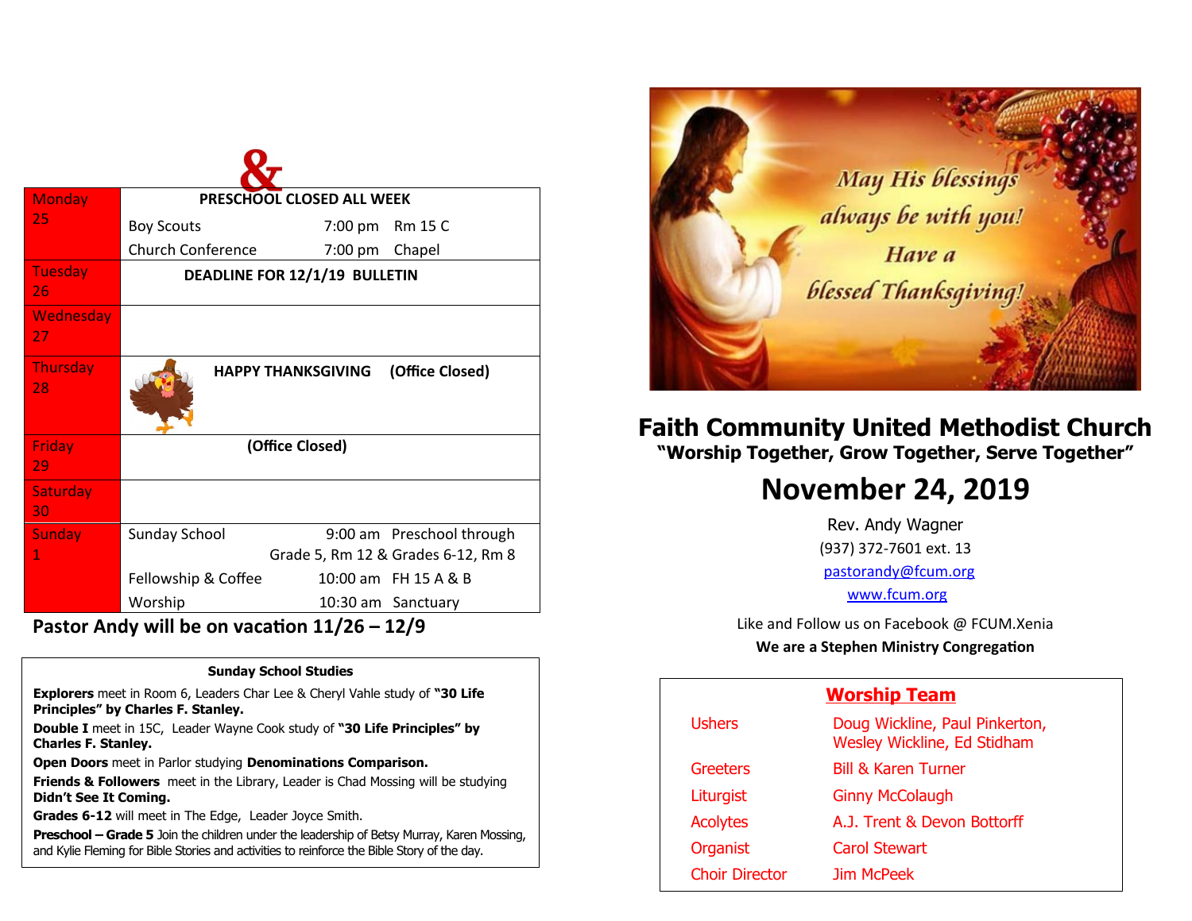| Day | Event | Time | Location |
|---|---|---|---|
| Monday 25 | **PRESCHOOL CLOSED ALL WEEK** | | |
| | Boy Scouts | 7:00 pm | Rm 15 C |
| | Church Conference | 7:00 pm | Chapel |
| Tuesday 26 | **DEADLINE FOR 12/1/19 BULLETIN** | | |
| Wednesday 27 | | | |
| Thursday 28 | **HAPPY THANKSGIVING (Office Closed)** | | |
| Friday 29 | **(Office Closed)** | | |
| Saturday 30 | | | |
| Sunday 1 | Sunday School | 9:00 am | Preschool through Grade 5, Rm 12 & Grades 6-12, Rm 8 |
| | Fellowship & Coffee | 10:00 am | FH 15 A & B |
| | Worship | 10:30 am | Sanctuary |

**Pastor Andy will be on vacation 11/26 – 12/9**

### Sunday School Studies

**Explorers** meet in Room 6, Leaders Char Lee & Cheryl Vahle study of **"30 Life Principles" by Charles F. Stanley.**

**Double I** meet in 15C, Leader Wayne Cook study of **"30 Life Principles" by Charles F. Stanley.**

**Open Doors** meet in Parlor studying **Denominations Comparison.**

**Friends & Followers** meet in the Library, Leader is Chad Mossing will be studying **Didn't See It Coming.**

**Grades 6-12** will meet in The Edge, Leader Joyce Smith.

**Preschool – Grade 5** Join the children under the leadership of Betsy Murray, Karen Mossing, and Kylie Fleming for Bible Stories and activities to reinforce the Bible Story of the day.

May His blessings always be with you! Have a blessed Thanksgiving!

# Faith Community United Methodist Church

**"Worship Together, Grow Together, Serve Together"**

## November 24, 2019

Rev. Andy Wagner
(937) 372-7601 ext. 13
pastorandy@fcum.org
www.fcum.org

Like and Follow us on Facebook @ FCUM.Xenia

**We are a Stephen Ministry Congregation**

### Worship Team

| Role | Name |
|---|---|
| Ushers | Doug Wickline, Paul Pinkerton, Wesley Wickline, Ed Stidham |
| Greeters | Bill & Karen Turner |
| Liturgist | Ginny McColaugh |
| Acolytes | A.J. Trent & Devon Bottorff |
| Organist | Carol Stewart |
| Choir Director | Jim McPeek |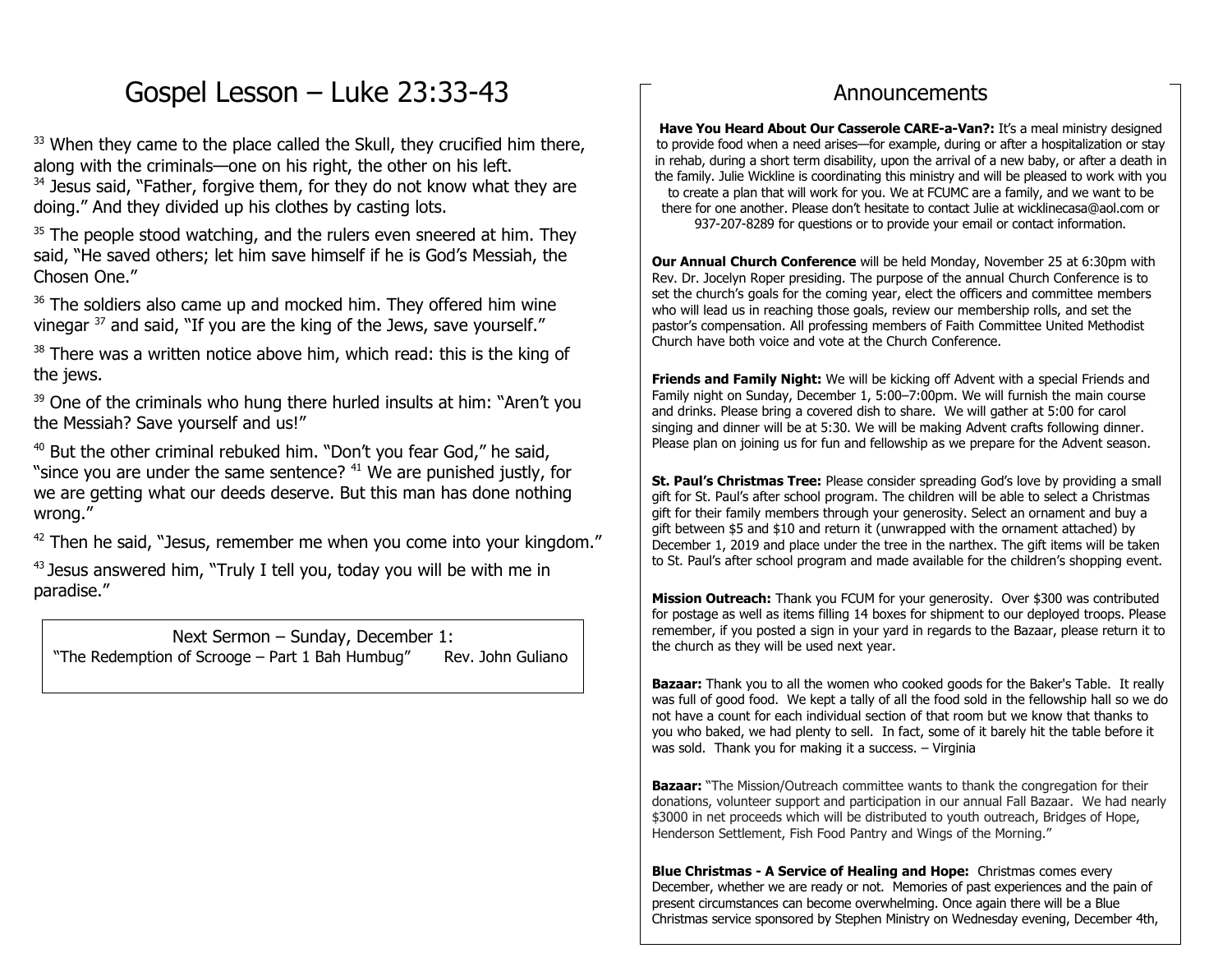# Gospel Lesson – Luke 23:33-43

[33] When they came to the place called the Skull, they crucified him there, along with the criminals—one on his right, the other on his left.
[34] Jesus said, "Father, forgive them, for they do not know what they are doing." And they divided up his clothes by casting lots.

[35] The people stood watching, and the rulers even sneered at him. They said, "He saved others; let him save himself if he is God's Messiah, the Chosen One."

[36] The soldiers also came up and mocked him. They offered him wine vinegar [37] and said, "If you are the king of the Jews, save yourself."

[38] There was a written notice above him, which read: this is the king of the jews.

[39] One of the criminals who hung there hurled insults at him: "Aren't you the Messiah? Save yourself and us!"

[40] But the other criminal rebuked him. "Don't you fear God," he said, "since you are under the same sentence? [41] We are punished justly, for we are getting what our deeds deserve. But this man has done nothing wrong."

[42] Then he said, "Jesus, remember me when you come into your kingdom."

[43] Jesus answered him, "Truly I tell you, today you will be with me in paradise."

Next Sermon – Sunday, December 1:
"The Redemption of Scrooge – Part 1 Bah Humbug" Rev. John Guliano

## Announcements

**Have You Heard About Our Casserole CARE-a-Van?:** It's a meal ministry designed to provide food when a need arises—for example, during or after a hospitalization or stay in rehab, during a short term disability, upon the arrival of a new baby, or after a death in the family. Julie Wickline is coordinating this ministry and will be pleased to work with you to create a plan that will work for you. We at FCUMC are a family, and we want to be there for one another. Please don't hesitate to contact Julie at wicklinecasa@aol.com or 937-207-8289 for questions or to provide your email or contact information.

**Our Annual Church Conference** will be held Monday, November 25 at 6:30pm with Rev. Dr. Jocelyn Roper presiding. The purpose of the annual Church Conference is to set the church's goals for the coming year, elect the officers and committee members who will lead us in reaching those goals, review our membership rolls, and set the pastor's compensation. All professing members of Faith Committee United Methodist Church have both voice and vote at the Church Conference.

**Friends and Family Night:** We will be kicking off Advent with a special Friends and Family night on Sunday, December 1, 5:00–7:00pm. We will furnish the main course and drinks. Please bring a covered dish to share. We will gather at 5:00 for carol singing and dinner will be at 5:30. We will be making Advent crafts following dinner. Please plan on joining us for fun and fellowship as we prepare for the Advent season.

**St. Paul's Christmas Tree:** Please consider spreading God's love by providing a small gift for St. Paul's after school program. The children will be able to select a Christmas gift for their family members through your generosity. Select an ornament and buy a gift between $5 and $10 and return it (unwrapped with the ornament attached) by December 1, 2019 and place under the tree in the narthex. The gift items will be taken to St. Paul's after school program and made available for the children's shopping event.

**Mission Outreach:** Thank you FCUM for your generosity. Over $300 was contributed for postage as well as items filling 14 boxes for shipment to our deployed troops. Please remember, if you posted a sign in your yard in regards to the Bazaar, please return it to the church as they will be used next year.

**Bazaar:** Thank you to all the women who cooked goods for the Baker's Table. It really was full of good food. We kept a tally of all the food sold in the fellowship hall so we do not have a count for each individual section of that room but we know that thanks to you who baked, we had plenty to sell. In fact, some of it barely hit the table before it was sold. Thank you for making it a success. – Virginia

**Bazaar:** "The Mission/Outreach committee wants to thank the congregation for their donations, volunteer support and participation in our annual Fall Bazaar. We had nearly $3000 in net proceeds which will be distributed to youth outreach, Bridges of Hope, Henderson Settlement, Fish Food Pantry and Wings of the Morning."

**Blue Christmas - A Service of Healing and Hope:** Christmas comes every December, whether we are ready or not. Memories of past experiences and the pain of present circumstances can become overwhelming. Once again there will be a Blue Christmas service sponsored by Stephen Ministry on Wednesday evening, December 4th,